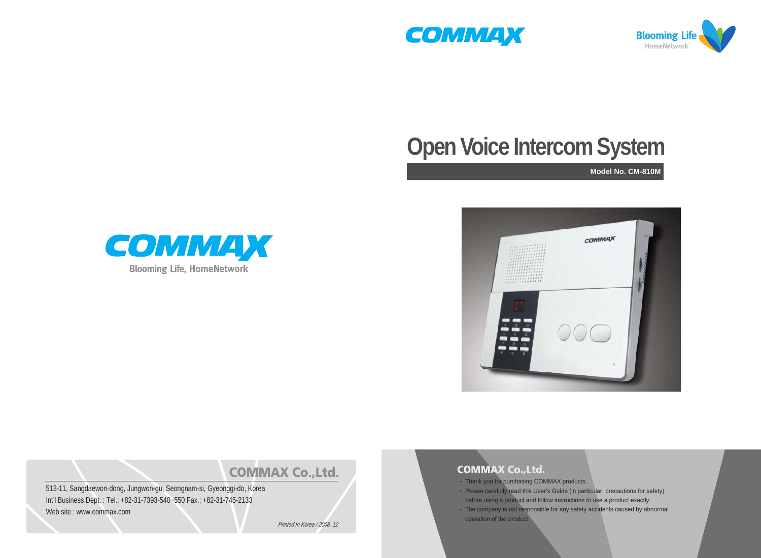# Open Voice Intercom System

**Model No. CM-810M**

COMMAX

Blooming Life, HomeNetwork

## COMMAX Co.,Ltd.

513-11, Sangdaewon-dong, Jungwon-gu, Seongnam-si, Gyeonggi-do, Korea
Int'l Business Dept. : Tel.; +82-31-7393-540~550 Fax.; +82-31-745-2133
Web site : www.commax.com

*Printed In Korea / 2008. 12*

## COMMAX Co.,Ltd.

- Thank you for purchasing COMMAX products.
- Please carefully read this User's Guide (in particular, precautions for safety) before using a product and follow instructions to use a product exactly.
- The company is not responsible for any safety accidents caused by abnormal operation of the product.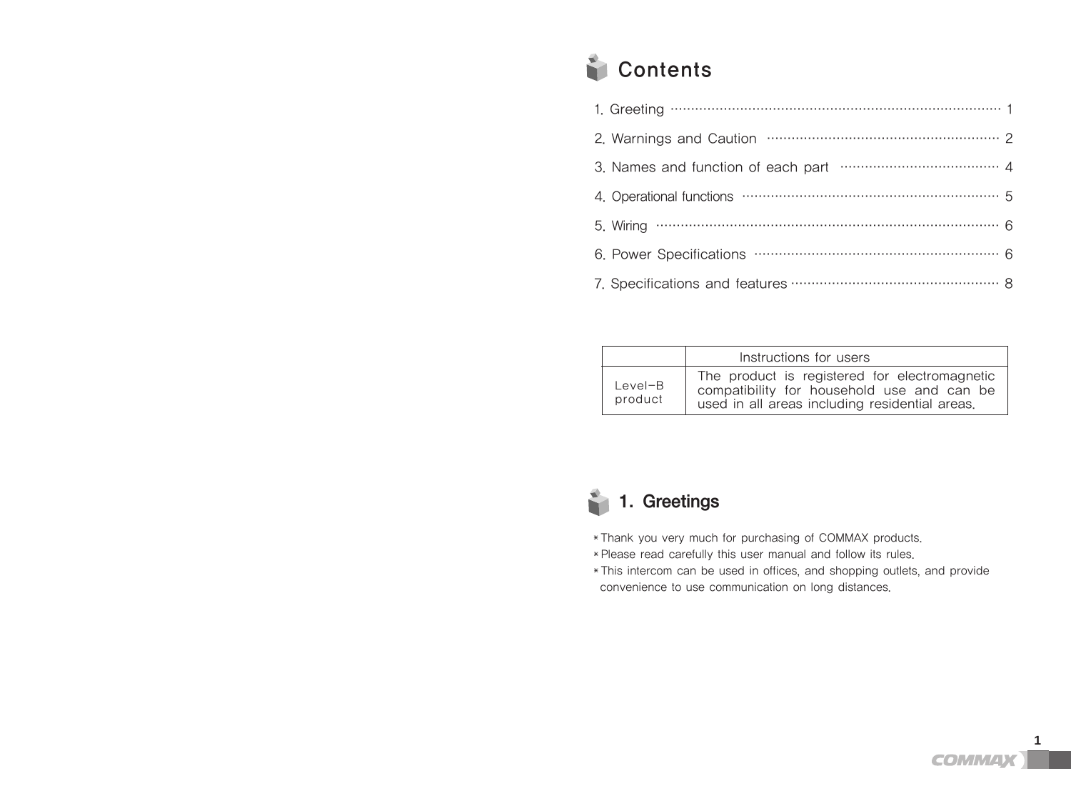# Contents

1. Greeting ········· 1
2. Warnings and Caution ········· 2
3. Names and function of each part ········· 4
4. Operational functions ········· 5
5. Wiring ········· 6
6. Power Specifications ········· 6
7. Specifications and features ········· 8

| | Instructions for users |
|---|---|
| Level-B product | The product is registered for electromagnetic compatibility for household use and can be used in all areas including residential areas. |

# 1. Greetings

* Thank you very much for purchasing of COMMAX products.
* Please read carefully this user manual and follow its rules.
* This intercom can be used in offices, and shopping outlets, and provide convenience to use communication on long distances.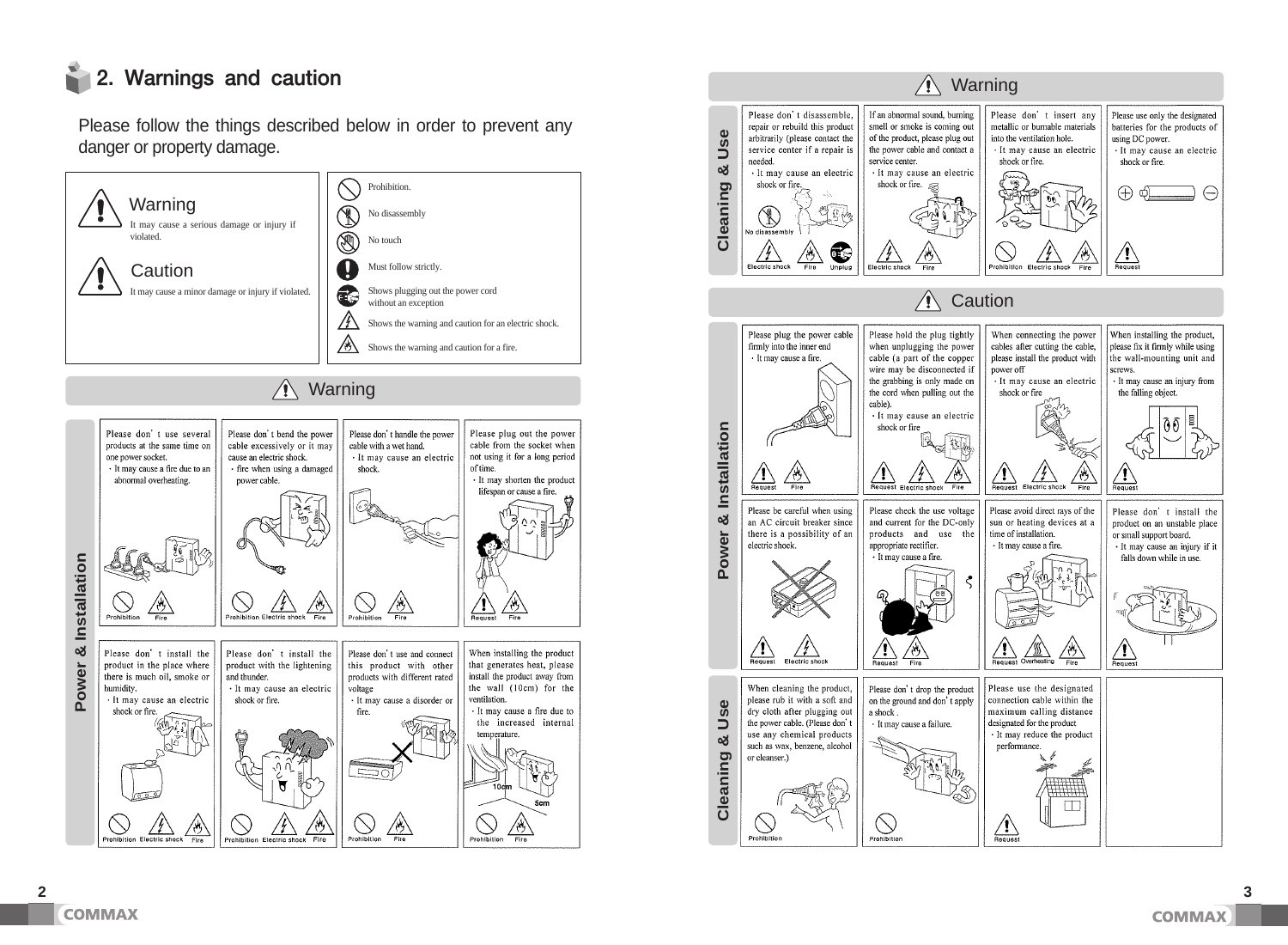# 2. Warnings and caution

Please follow the things described below in order to prevent any danger or property damage.

| | |
|---|---|
| **Warning** – It may cause a serious damage or injury if violated. | Prohibition. |
| **Caution** – It may cause a minor damage or injury if violated. | No disassembly |
| | No touch |
| | Must follow strictly. |
| | Shows plugging out the power cord without an exception |
| | Shows the warning and caution for an electric shock. |
| | Shows the warning and caution for a fire. |

## Warning

### Power & Installation

- Please don't use several products at the same time on one power socket.
  - It may cause a fire due to an abnormal overheating.
  - Prohibition, Fire
- Please don't bend the power cable excessively or it may cause an electric shock.
  - fire when using a damaged power cable.
  - Prohibition, Electric shock, Fire
- Please don't handle the power cable with a wet hand.
  - It may cause an electric shock.
  - Prohibition, Fire
- Please plug out the power cable from the socket when not using it for a long period of time.
  - It may shorten the product lifespan or cause a fire.
  - Request, Fire
- Please don't install the product in the place where there is much oil, smoke or humidity.
  - It may cause an electric shock or fire.
  - Prohibition, Electric shock, Fire
- Please don't install the product with the lightening and thunder.
  - It may cause an electric shock or fire.
  - Prohibition, Electric shock, Fire
- Please don't use and connect this product with other products with different rated voltage
  - It may cause a disorder or fire.
  - Prohibition, Fire
- When installing the product that generates heat, please install the product away from the wall (10cm) for the ventilation.
  - It may cause a fire due to the increased internal temperature.
  - Prohibition, Fire

## Warning

### Cleaning & Use

- Please don't disassemble, repair or rebuild this product arbitrarily (please contact the service center if a repair is needed.
  - It may cause an electric shock or fire.
  - No disassembly, Electric shock, Fire, Unplug
- If an abnormal sound, burning smell or smoke is coming out of the product, please plug out the power cable and contact a service center.
  - It may cause an electric shock or fire.
  - Electric shock, Fire
- Please don't insert any metallic or burnable materials into the ventilation hole.
  - It may cause an electric shock or fire.
  - Prohibition, Electric shock, Fire
- Please use only the designated batteries for the products of using DC power.
  - It may cause an electric shock or fire.
  - Request

## Caution

### Power & Installation

- Please plug the power cable firmly into the inner end
  - It may cause a fire.
  - Request, Fire
- Please hold the plug tightly when unplugging the power cable (a part of the copper wire may be disconnected if the grabbing is only made on the cord when pulling out the cable).
  - It may cause an electric shock or fire
  - Request, Electric shock, Fire
- When connecting the power cables after cutting the cable, please install the product with power off
  - It may cause an electric shock or fire
  - Request, Electric shock, Fire
- When installing the product, please fix it firmly while using the wall-mounting unit and screws.
  - It may cause an injury from the falling object.
  - Request
- Please be careful when using an AC circuit breaker since there is a possibility of an electric shock.
  - Request, Electric shock
- Please check the use voltage and current for the DC-only products and use the appropriate rectifier.
  - It may cause a fire.
  - Request, Fire
- Please avoid direct rays of the sun or heating devices at a time of installation.
  - It may cause a fire.
  - Request, Overheating, Fire
- Please don't install the product on an unstable place or small support board.
  - It may cause an injury if it falls down while in use.
  - Request

### Cleaning & Use

- When cleaning the product, please rub it with a soft and dry cloth after plugging out the power cable. (Please don't use any chemical products such as wax, benzene, alcohol or cleanser.)
  - Prohibition
- Please don't drop the product on the ground and don't apply a shock .
  - It may cause a failure.
  - Prohibition
- Please use the designated connection cable within the maximum calling distance designated for the product
  - It may reduce the product performance.
  - Request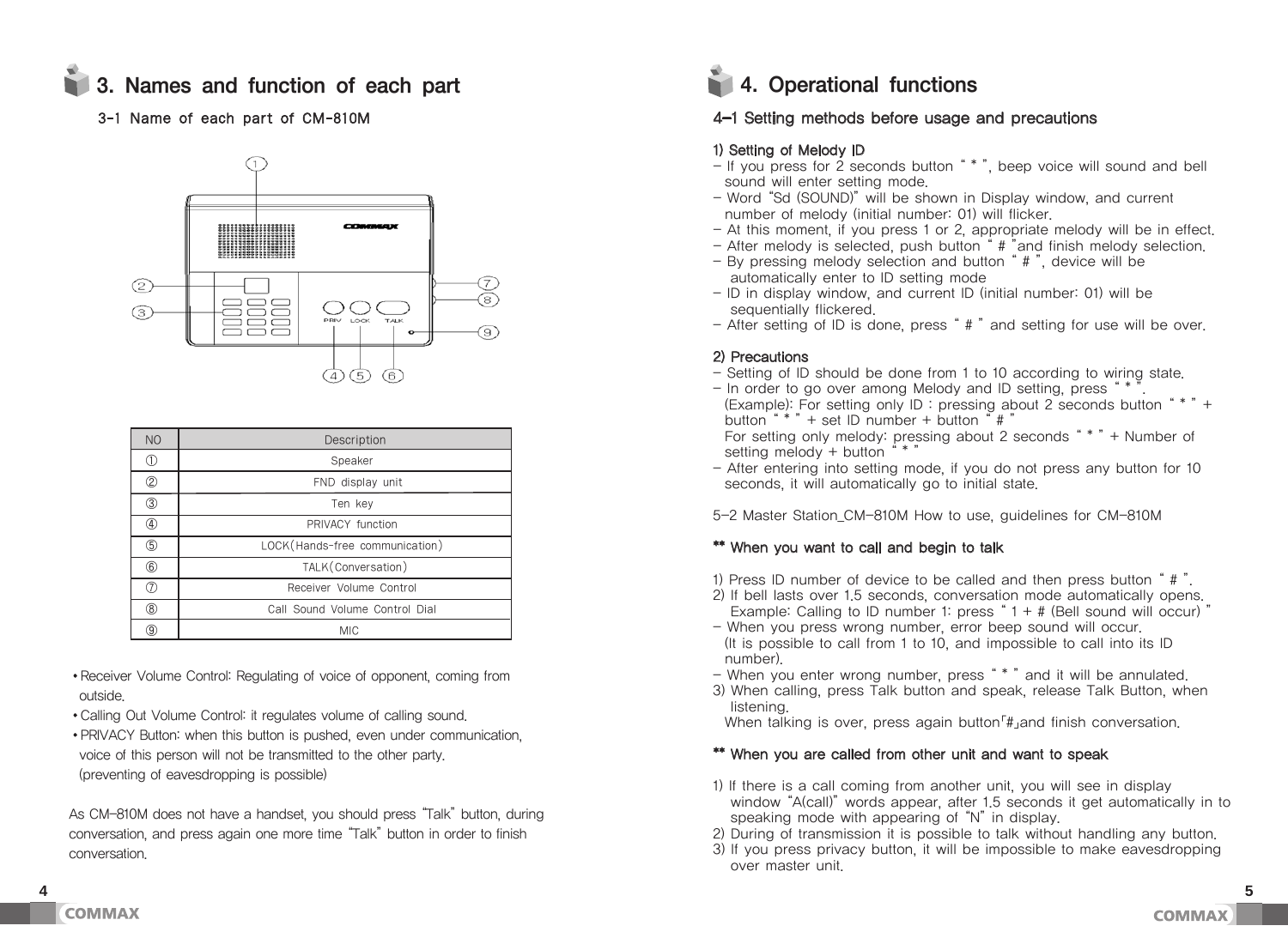# 3. Names and function of each part

## 3-1 Name of each part of CM-810M

| NO | Description |
|---|---|
| ① | Speaker |
| ② | FND display unit |
| ③ | Ten key |
| ④ | PRIVACY function |
| ⑤ | LOCK(Hands-free communication) |
| ⑥ | TALK(Conversation) |
| ⑦ | Receiver Volume Control |
| ⑧ | Call Sound Volume Control Dial |
| ⑨ | MIC |

- Receiver Volume Control: Regulating of voice of opponent, coming from outside.
- Calling Out Volume Control: it regulates volume of calling sound.
- PRIVACY Button: when this button is pushed, even under communication, voice of this person will not be transmitted to the other party. (preventing of eavesdropping is possible)

As CM-810M does not have a handset, you should press "Talk" button, during conversation, and press again one more time "Talk" button in order to finish conversation.

# 4. Operational functions

## 4-1 Setting methods before usage and precautions

### 1) Setting of Melody ID

- If you press for 2 seconds button " * ", beep voice will sound and bell sound will enter setting mode.
- Word "Sd (SOUND)" will be shown in Display window, and current number of melody (initial number: 01) will flicker.
- At this moment, if you press 1 or 2, appropriate melody will be in effect.
- After melody is selected, push button " # "and finish melody selection.
- By pressing melody selection and button " # ", device will be automatically enter to ID setting mode
- ID in display window, and current ID (initial number: 01) will be sequentially flickered.
- After setting of ID is done, press " # " and setting for use will be over.

### 2) Precautions

- Setting of ID should be done from 1 to 10 according to wiring state.
- In order to go over among Melody and ID setting, press " * ".
  (Example): For setting only ID : pressing about 2 seconds button " * " + button " * " + set ID number + button " # "
  For setting only melody: pressing about 2 seconds " * " + Number of setting melody + button " * "
- After entering into setting mode, if you do not press any button for 10 seconds, it will automatically go to initial state.

5-2 Master Station_CM-810M How to use, guidelines for CM-810M

### ** When you want to call and begin to talk

1) Press ID number of device to be called and then press button " # ".
2) If bell lasts over 1.5 seconds, conversation mode automatically opens.
   Example: Calling to ID number 1: press " 1 + # (Bell sound will occur) "
- When you press wrong number, error beep sound will occur.
  (It is possible to call from 1 to 10, and impossible to call into its ID number).
- When you enter wrong number, press " * " and it will be annulated.
3) When calling, press Talk button and speak, release Talk Button, when listening.
   When talking is over, press again button「#」and finish conversation.

### ** When you are called from other unit and want to speak

1) If there is a call coming from another unit, you will see in display window "A(call)" words appear, after 1.5 seconds it get automatically in to speaking mode with appearing of "N" in display.
2) During of transmission it is possible to talk without handling any button.
3) If you press privacy button, it will be impossible to make eavesdropping over master unit.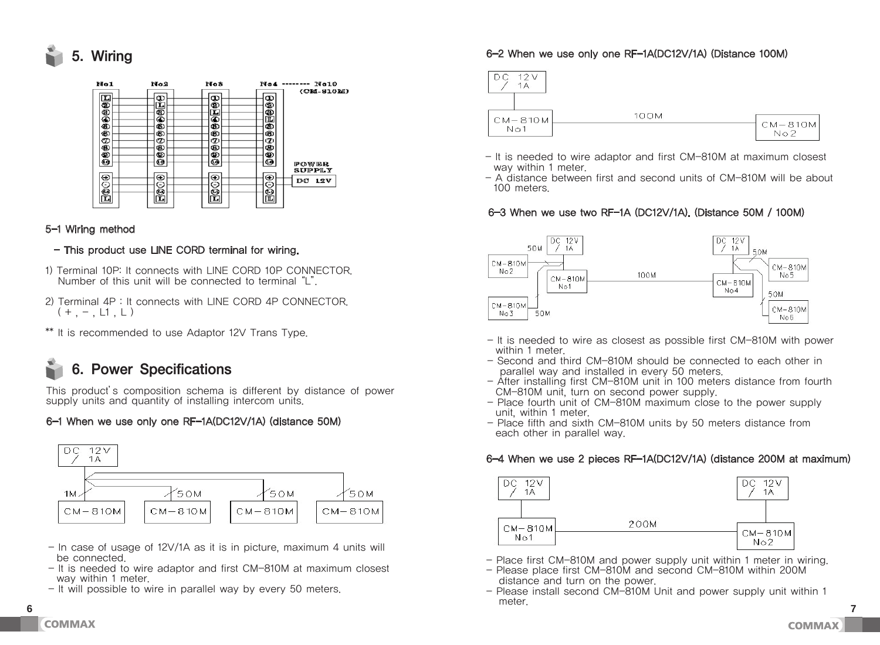# 5. Wiring

## 5-1 Wiring method

**- This product use LINE CORD terminal for wiring.**

1) Terminal 10P: It connects with LINE CORD 10P CONNECTOR. Number of this unit will be connected to terminal "L".

2) Terminal 4P : It connects with LINE CORD 4P CONNECTOR. ( + , − , L1 , L )

** It is recommended to use Adaptor 12V Trans Type.

# 6. Power Specifications

This product's composition schema is different by distance of power supply units and quantity of installing intercom units.

## 6-1 When we use only one RF-1A(DC12V/1A) (distance 50M)

- In case of usage of 12V/1A as it is in picture, maximum 4 units will be connected.
- It is needed to wire adaptor and first CM-810M at maximum closest way within 1 meter.
- It will possible to wire in parallel way by every 50 meters.

## 6-2 When we use only one RF-1A(DC12V/1A) (Distance 100M)

- It is needed to wire adaptor and first CM-810M at maximum closest way within 1 meter.
- A distance between first and second units of CM-810M will be about 100 meters.

## 6-3 When we use two RF-1A (DC12V/1A). (Distance 50M / 100M)

- It is needed to wire as closest as possible first CM-810M with power within 1 meter.
- Second and third CM-810M should be connected to each other in parallel way and installed in every 50 meters.
- After installing first CM-810M unit in 100 meters distance from fourth CM-810M unit, turn on second power supply.
- Place fourth unit of CM-810M maximum close to the power supply unit, within 1 meter.
- Place fifth and sixth CM-810M units by 50 meters distance from each other in parallel way.

## 6-4 When we use 2 pieces RF-1A(DC12V/1A) (distance 200M at maximum)

- Place first CM-810M and power supply unit within 1 meter in wiring.
- Please place first CM-810M and second CM-810M within 200M distance and turn on the power.
- Please install second CM-810M Unit and power supply unit within 1 meter.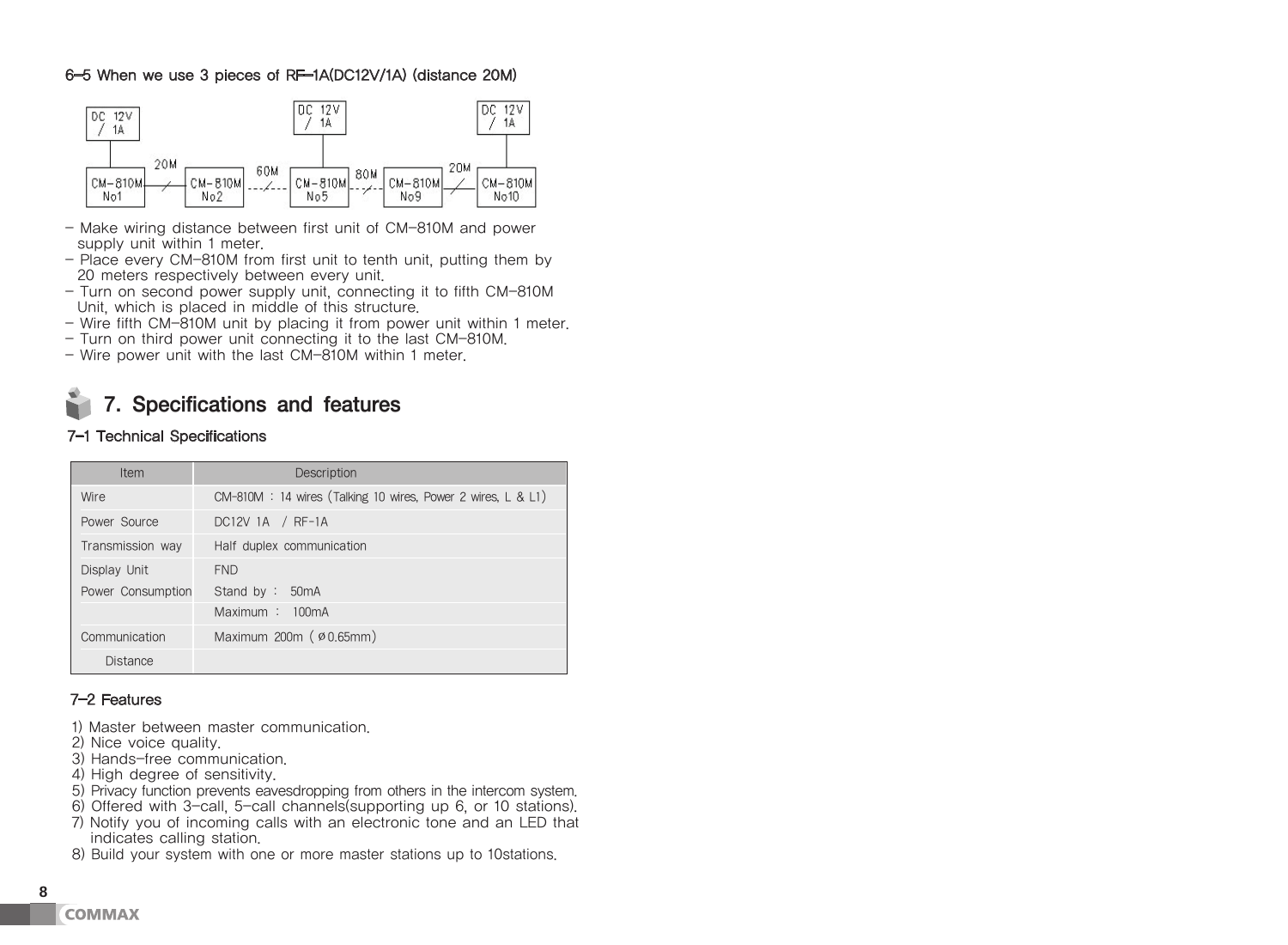### 6-5 When we use 3 pieces of RF-1A(DC12V/1A) (distance 20M)

DC 12V / 1A
DC 12V / 1A
DC 12V / 1A
CM-810M No1
20M
CM-810M No2
60M
CM-810M No5
80M
CM-810M No9
20M
CM-810M No10

- Make wiring distance between first unit of CM-810M and power supply unit within 1 meter.
- Place every CM-810M from first unit to tenth unit, putting them by 20 meters respectively between every unit.
- Turn on second power supply unit, connecting it to fifth CM-810M Unit, which is placed in middle of this structure.
- Wire fifth CM-810M unit by placing it from power unit within 1 meter.
- Turn on third power unit connecting it to the last CM-810M.
- Wire power unit with the last CM-810M within 1 meter.

## 7. Specifications and features

### 7-1 Technical Specifications

| Item | Description |
|---|---|
| Wire | CM-810M : 14 wires (Talking 10 wires, Power 2 wires, L & L1) |
| Power Source | DC12V 1A / RF-1A |
| Transmission way | Half duplex communication |
| Display Unit | FND |
| Power Consumption | Stand by : 50mA |
| | Maximum : 100mA |
| Communication Distance | Maximum 200m ( ø0.65mm) |

### 7-2 Features

1) Master between master communication.
2) Nice voice quality.
3) Hands-free communication.
4) High degree of sensitivity.
5) Privacy function prevents eavesdropping from others in the intercom system.
6) Offered with 3-call, 5-call channels(supporting up 6, or 10 stations).
7) Notify you of incoming calls with an electronic tone and an LED that indicates calling station.
8) Build your system with one or more master stations up to 10stations.